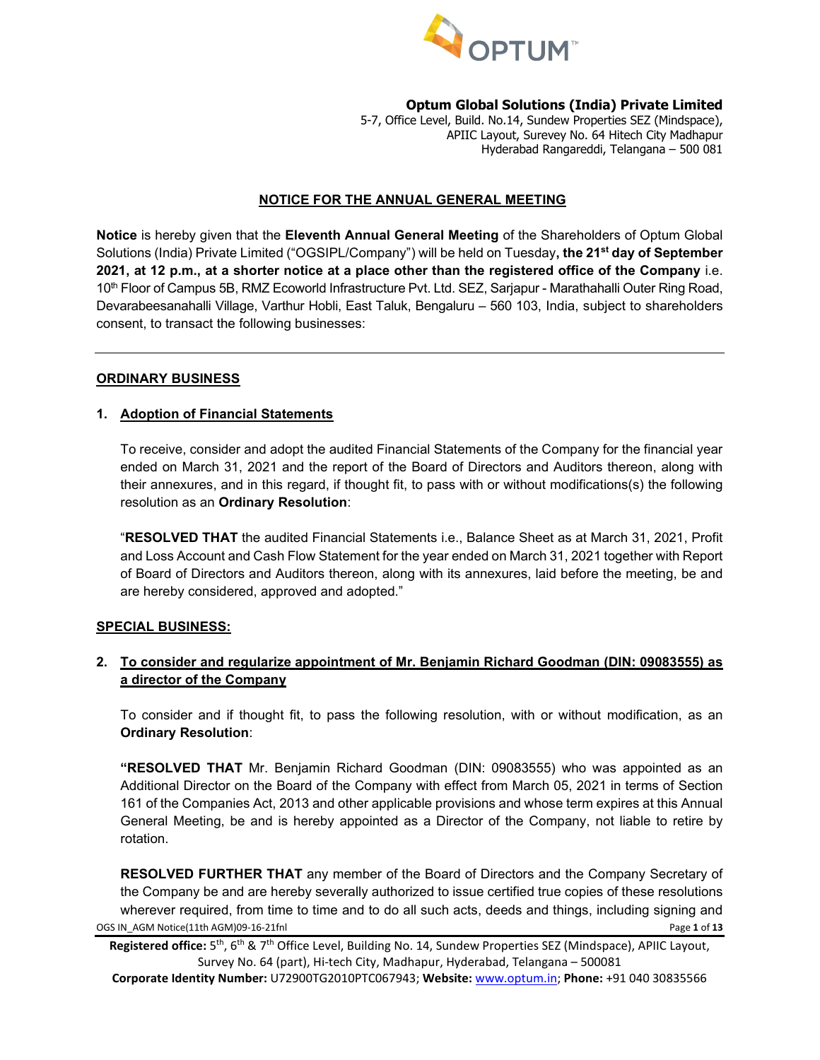**Optum Global Solutions (India) Private Limited**
5-7, Office Level, Build. No.14, Sundew Properties SEZ (Mindspace),
APIIC Layout, Surevey No. 64 Hitech City Madhapur
Hyderabad Rangareddi, Telangana – 500 081

## NOTICE FOR THE ANNUAL GENERAL MEETING

**Notice** is hereby given that the **Eleventh Annual General Meeting** of the Shareholders of Optum Global Solutions (India) Private Limited ("OGSIPL/Company") will be held on Tuesday**, the 21st day of September 2021, at 12 p.m., at a shorter notice at a place other than the registered office of the Company** i.e. 10th Floor of Campus 5B, RMZ Ecoworld Infrastructure Pvt. Ltd. SEZ, Sarjapur - Marathahalli Outer Ring Road, Devarabeesanahalli Village, Varthur Hobli, East Taluk, Bengaluru – 560 103, India, subject to shareholders consent, to transact the following businesses:

---

### ORDINARY BUSINESS

**1. Adoption of Financial Statements**

To receive, consider and adopt the audited Financial Statements of the Company for the financial year ended on March 31, 2021 and the report of the Board of Directors and Auditors thereon, along with their annexures, and in this regard, if thought fit, to pass with or without modifications(s) the following resolution as an **Ordinary Resolution**:

"**RESOLVED THAT** the audited Financial Statements i.e., Balance Sheet as at March 31, 2021, Profit and Loss Account and Cash Flow Statement for the year ended on March 31, 2021 together with Report of Board of Directors and Auditors thereon, along with its annexures, laid before the meeting, be and are hereby considered, approved and adopted."

### SPECIAL BUSINESS:

**2. To consider and regularize appointment of Mr. Benjamin Richard Goodman (DIN: 09083555) as a director of the Company**

To consider and if thought fit, to pass the following resolution, with or without modification, as an **Ordinary Resolution**:

**"RESOLVED THAT** Mr. Benjamin Richard Goodman (DIN: 09083555) who was appointed as an Additional Director on the Board of the Company with effect from March 05, 2021 in terms of Section 161 of the Companies Act, 2013 and other applicable provisions and whose term expires at this Annual General Meeting, be and is hereby appointed as a Director of the Company, not liable to retire by rotation.

**RESOLVED FURTHER THAT** any member of the Board of Directors and the Company Secretary of the Company be and are hereby severally authorized to issue certified true copies of these resolutions wherever required, from time to time and to do all such acts, deeds and things, including signing and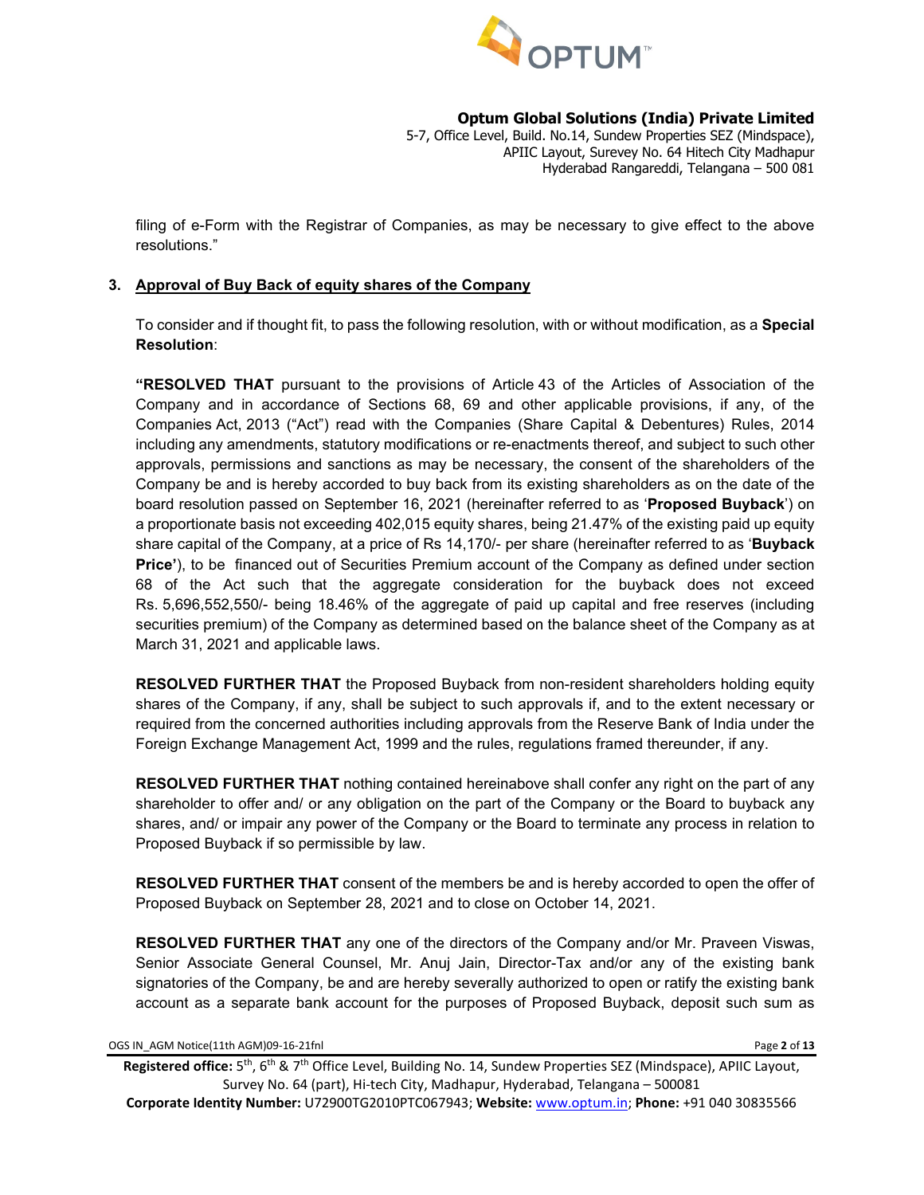filing of e-Form with the Registrar of Companies, as may be necessary to give effect to the above resolutions."

**3. Approval of Buy Back of equity shares of the Company**

To consider and if thought fit, to pass the following resolution, with or without modification, as a **Special Resolution**:

**"RESOLVED THAT** pursuant to the provisions of Article 43 of the Articles of Association of the Company and in accordance of Sections 68, 69 and other applicable provisions, if any, of the Companies Act, 2013 ("Act") read with the Companies (Share Capital & Debentures) Rules, 2014 including any amendments, statutory modifications or re-enactments thereof, and subject to such other approvals, permissions and sanctions as may be necessary, the consent of the shareholders of the Company be and is hereby accorded to buy back from its existing shareholders as on the date of the board resolution passed on September 16, 2021 (hereinafter referred to as '**Proposed Buyback**') on a proportionate basis not exceeding 402,015 equity shares, being 21.47% of the existing paid up equity share capital of the Company, at a price of Rs 14,170/- per share (hereinafter referred to as '**Buyback Price'**), to be financed out of Securities Premium account of the Company as defined under section 68 of the Act such that the aggregate consideration for the buyback does not exceed Rs. 5,696,552,550/- being 18.46% of the aggregate of paid up capital and free reserves (including securities premium) of the Company as determined based on the balance sheet of the Company as at March 31, 2021 and applicable laws.

**RESOLVED FURTHER THAT** the Proposed Buyback from non-resident shareholders holding equity shares of the Company, if any, shall be subject to such approvals if, and to the extent necessary or required from the concerned authorities including approvals from the Reserve Bank of India under the Foreign Exchange Management Act, 1999 and the rules, regulations framed thereunder, if any.

**RESOLVED FURTHER THAT** nothing contained hereinabove shall confer any right on the part of any shareholder to offer and/ or any obligation on the part of the Company or the Board to buyback any shares, and/ or impair any power of the Company or the Board to terminate any process in relation to Proposed Buyback if so permissible by law.

**RESOLVED FURTHER THAT** consent of the members be and is hereby accorded to open the offer of Proposed Buyback on September 28, 2021 and to close on October 14, 2021.

**RESOLVED FURTHER THAT** any one of the directors of the Company and/or Mr. Praveen Viswas, Senior Associate General Counsel, Mr. Anuj Jain, Director-Tax and/or any of the existing bank signatories of the Company, be and are hereby severally authorized to open or ratify the existing bank account as a separate bank account for the purposes of Proposed Buyback, deposit such sum as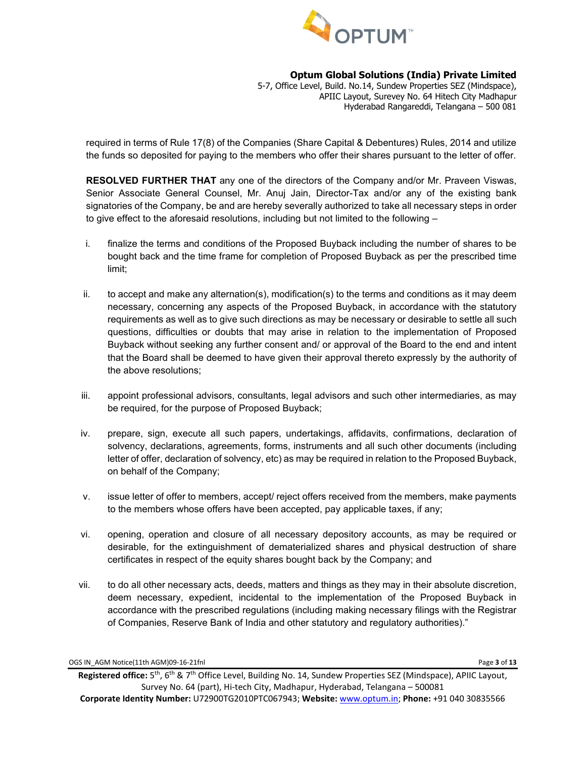required in terms of Rule 17(8) of the Companies (Share Capital & Debentures) Rules, 2014 and utilize the funds so deposited for paying to the members who offer their shares pursuant to the letter of offer.

**RESOLVED FURTHER THAT** any one of the directors of the Company and/or Mr. Praveen Viswas, Senior Associate General Counsel, Mr. Anuj Jain, Director-Tax and/or any of the existing bank signatories of the Company, be and are hereby severally authorized to take all necessary steps in order to give effect to the aforesaid resolutions, including but not limited to the following –

i. finalize the terms and conditions of the Proposed Buyback including the number of shares to be bought back and the time frame for completion of Proposed Buyback as per the prescribed time limit;

ii. to accept and make any alternation(s), modification(s) to the terms and conditions as it may deem necessary, concerning any aspects of the Proposed Buyback, in accordance with the statutory requirements as well as to give such directions as may be necessary or desirable to settle all such questions, difficulties or doubts that may arise in relation to the implementation of Proposed Buyback without seeking any further consent and/ or approval of the Board to the end and intent that the Board shall be deemed to have given their approval thereto expressly by the authority of the above resolutions;

iii. appoint professional advisors, consultants, legal advisors and such other intermediaries, as may be required, for the purpose of Proposed Buyback;

iv. prepare, sign, execute all such papers, undertakings, affidavits, confirmations, declaration of solvency, declarations, agreements, forms, instruments and all such other documents (including letter of offer, declaration of solvency, etc) as may be required in relation to the Proposed Buyback, on behalf of the Company;

v. issue letter of offer to members, accept/ reject offers received from the members, make payments to the members whose offers have been accepted, pay applicable taxes, if any;

vi. opening, operation and closure of all necessary depository accounts, as may be required or desirable, for the extinguishment of dematerialized shares and physical destruction of share certificates in respect of the equity shares bought back by the Company; and

vii. to do all other necessary acts, deeds, matters and things as they may in their absolute discretion, deem necessary, expedient, incidental to the implementation of the Proposed Buyback in accordance with the prescribed regulations (including making necessary filings with the Registrar of Companies, Reserve Bank of India and other statutory and regulatory authorities)."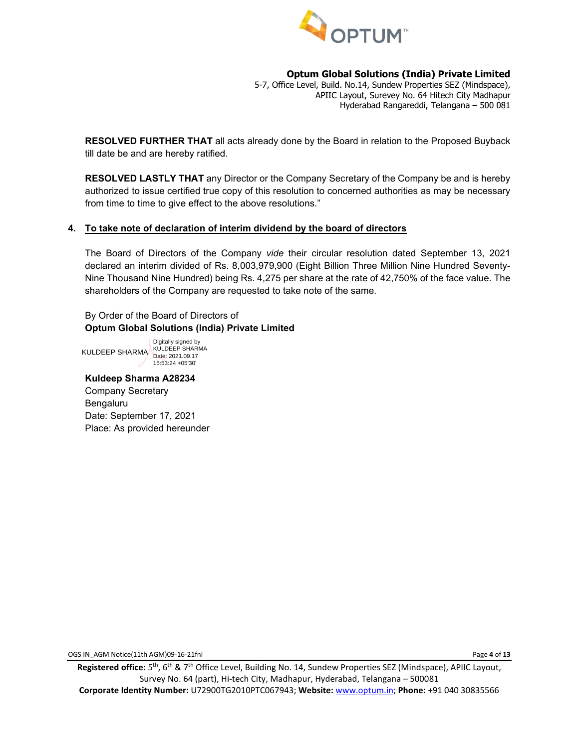**Optum Global Solutions (India) Private Limited**
5-7, Office Level, Build. No.14, Sundew Properties SEZ (Mindspace),
APIIC Layout, Surevey No. 64 Hitech City Madhapur
Hyderabad Rangareddi, Telangana – 500 081

**RESOLVED FURTHER THAT** all acts already done by the Board in relation to the Proposed Buyback till date be and are hereby ratified.

**RESOLVED LASTLY THAT** any Director or the Company Secretary of the Company be and is hereby authorized to issue certified true copy of this resolution to concerned authorities as may be necessary from time to time to give effect to the above resolutions."

**4. <u>To take note of declaration of interim dividend by the board of directors</u>**

The Board of Directors of the Company *vide* their circular resolution dated September 13, 2021 declared an interim divided of Rs. 8,003,979,900 (Eight Billion Three Million Nine Hundred Seventy-Nine Thousand Nine Hundred) being Rs. 4,275 per share at the rate of 42,750% of the face value. The shareholders of the Company are requested to take note of the same.

By Order of the Board of Directors of
**Optum Global Solutions (India) Private Limited**

KULDEEP SHARMA
Digitally signed by KULDEEP SHARMA
Date: 2021.09.17 15:53:24 +05'30'

**Kuldeep Sharma A28234**
Company Secretary
Bengaluru
Date: September 17, 2021
Place: As provided hereunder

OGS IN_AGM Notice(11th AGM)09-16-21fnl

**Registered office:** 5th, 6th & 7th Office Level, Building No. 14, Sundew Properties SEZ (Mindspace), APIIC Layout, Survey No. 64 (part), Hi-tech City, Madhapur, Hyderabad, Telangana – 500081
**Corporate Identity Number:** U72900TG2010PTC067943; **Website:** www.optum.in; **Phone:** +91 040 30835566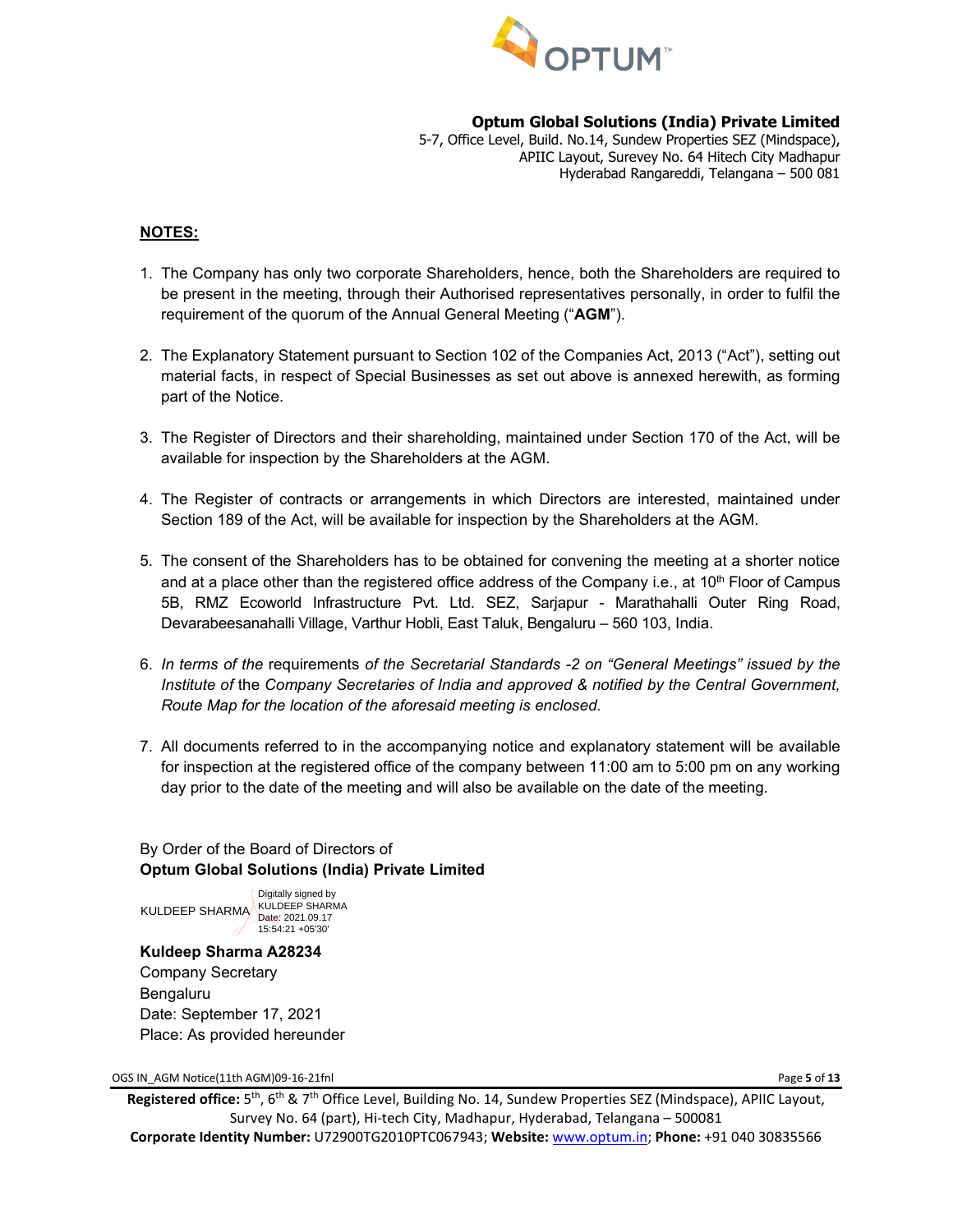**Optum Global Solutions (India) Private Limited**
5-7, Office Level, Build. No.14, Sundew Properties SEZ (Mindspace),
APIIC Layout, Surevey No. 64 Hitech City Madhapur
Hyderabad Rangareddi, Telangana – 500 081

**NOTES:**

1. The Company has only two corporate Shareholders, hence, both the Shareholders are required to be present in the meeting, through their Authorised representatives personally, in order to fulfil the requirement of the quorum of the Annual General Meeting ("**AGM**").

2. The Explanatory Statement pursuant to Section 102 of the Companies Act, 2013 ("Act"), setting out material facts, in respect of Special Businesses as set out above is annexed herewith, as forming part of the Notice.

3. The Register of Directors and their shareholding, maintained under Section 170 of the Act, will be available for inspection by the Shareholders at the AGM.

4. The Register of contracts or arrangements in which Directors are interested, maintained under Section 189 of the Act, will be available for inspection by the Shareholders at the AGM.

5. The consent of the Shareholders has to be obtained for convening the meeting at a shorter notice and at a place other than the registered office address of the Company i.e., at 10th Floor of Campus 5B, RMZ Ecoworld Infrastructure Pvt. Ltd. SEZ, Sarjapur - Marathahalli Outer Ring Road, Devarabeesanahalli Village, Varthur Hobli, East Taluk, Bengaluru – 560 103, India.

6. *In terms of the* requirements *of the Secretarial Standards -2 on "General Meetings" issued by the Institute of* the *Company Secretaries of India and approved & notified by the Central Government, Route Map for the location of the aforesaid meeting is enclosed.*

7. All documents referred to in the accompanying notice and explanatory statement will be available for inspection at the registered office of the company between 11:00 am to 5:00 pm on any working day prior to the date of the meeting and will also be available on the date of the meeting.

By Order of the Board of Directors of
**Optum Global Solutions (India) Private Limited**

KULDEEP SHARMA — Digitally signed by KULDEEP SHARMA Date: 2021.09.17 15:54:21 +05'30'

**Kuldeep Sharma A28234**
Company Secretary
Bengaluru
Date: September 17, 2021
Place: As provided hereunder

**Registered office:** 5th, 6th & 7th Office Level, Building No. 14, Sundew Properties SEZ (Mindspace), APIIC Layout, Survey No. 64 (part), Hi-tech City, Madhapur, Hyderabad, Telangana – 500081
**Corporate Identity Number:** U72900TG2010PTC067943; **Website:** www.optum.in; **Phone:** +91 040 30835566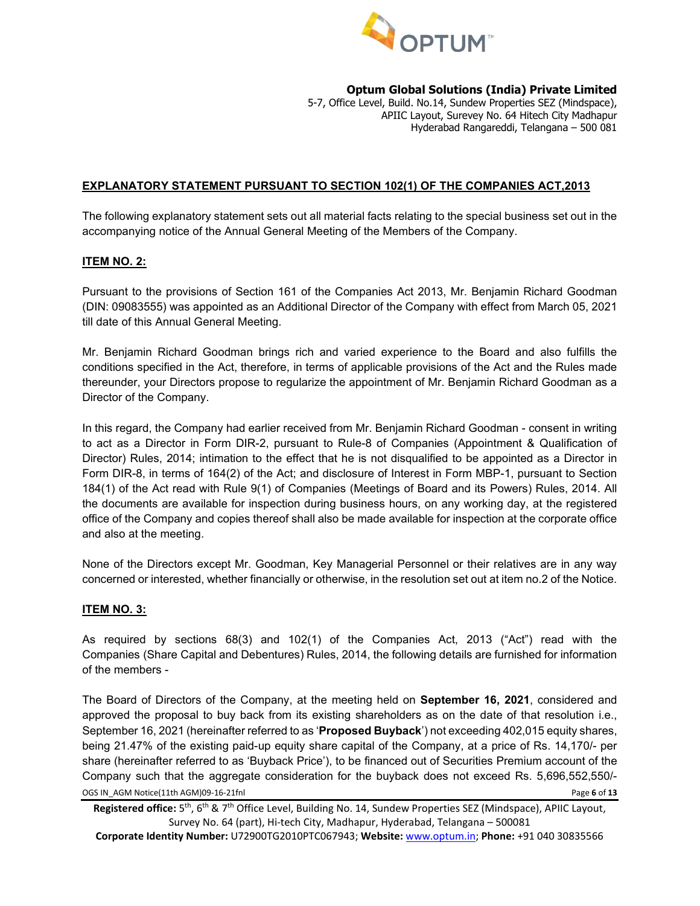**Optum Global Solutions (India) Private Limited**
5-7, Office Level, Build. No.14, Sundew Properties SEZ (Mindspace),
APIIC Layout, Surevey No. 64 Hitech City Madhapur
Hyderabad Rangareddi, Telangana – 500 081

## EXPLANATORY STATEMENT PURSUANT TO SECTION 102(1) OF THE COMPANIES ACT,2013

The following explanatory statement sets out all material facts relating to the special business set out in the accompanying notice of the Annual General Meeting of the Members of the Company.

### ITEM NO. 2:

Pursuant to the provisions of Section 161 of the Companies Act 2013, Mr. Benjamin Richard Goodman (DIN: 09083555) was appointed as an Additional Director of the Company with effect from March 05, 2021 till date of this Annual General Meeting.

Mr. Benjamin Richard Goodman brings rich and varied experience to the Board and also fulfills the conditions specified in the Act, therefore, in terms of applicable provisions of the Act and the Rules made thereunder, your Directors propose to regularize the appointment of Mr. Benjamin Richard Goodman as a Director of the Company.

In this regard, the Company had earlier received from Mr. Benjamin Richard Goodman - consent in writing to act as a Director in Form DIR-2, pursuant to Rule-8 of Companies (Appointment & Qualification of Director) Rules, 2014; intimation to the effect that he is not disqualified to be appointed as a Director in Form DIR-8, in terms of 164(2) of the Act; and disclosure of Interest in Form MBP-1, pursuant to Section 184(1) of the Act read with Rule 9(1) of Companies (Meetings of Board and its Powers) Rules, 2014. All the documents are available for inspection during business hours, on any working day, at the registered office of the Company and copies thereof shall also be made available for inspection at the corporate office and also at the meeting.

None of the Directors except Mr. Goodman, Key Managerial Personnel or their relatives are in any way concerned or interested, whether financially or otherwise, in the resolution set out at item no.2 of the Notice.

### ITEM NO. 3:

As required by sections 68(3) and 102(1) of the Companies Act, 2013 ("Act") read with the Companies (Share Capital and Debentures) Rules, 2014, the following details are furnished for information of the members -

The Board of Directors of the Company, at the meeting held on **September 16, 2021**, considered and approved the proposal to buy back from its existing shareholders as on the date of that resolution i.e., September 16, 2021 (hereinafter referred to as '**Proposed Buyback**') not exceeding 402,015 equity shares, being 21.47% of the existing paid-up equity share capital of the Company, at a price of Rs. 14,170/- per share (hereinafter referred to as 'Buyback Price'), to be financed out of Securities Premium account of the Company such that the aggregate consideration for the buyback does not exceed Rs. 5,696,552,550/-

OGS IN_AGM Notice(11th AGM)09-16-21fnl

**Registered office:** 5th, 6th & 7th Office Level, Building No. 14, Sundew Properties SEZ (Mindspace), APIIC Layout, Survey No. 64 (part), Hi-tech City, Madhapur, Hyderabad, Telangana – 500081
**Corporate Identity Number:** U72900TG2010PTC067943; **Website:** www.optum.in; **Phone:** +91 040 30835566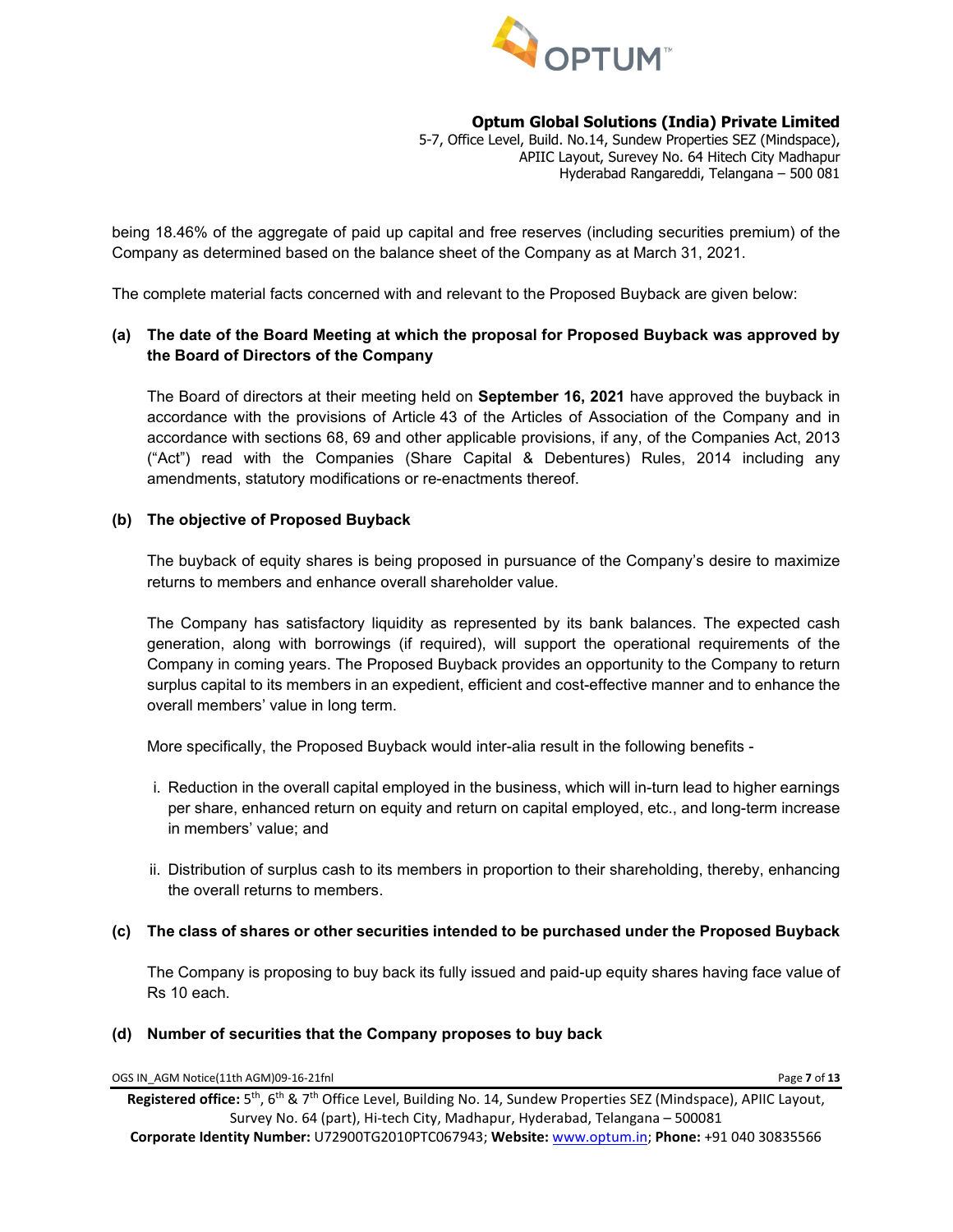being 18.46% of the aggregate of paid up capital and free reserves (including securities premium) of the Company as determined based on the balance sheet of the Company as at March 31, 2021.

The complete material facts concerned with and relevant to the Proposed Buyback are given below:

**(a) The date of the Board Meeting at which the proposal for Proposed Buyback was approved by the Board of Directors of the Company**

The Board of directors at their meeting held on **September 16, 2021** have approved the buyback in accordance with the provisions of Article 43 of the Articles of Association of the Company and in accordance with sections 68, 69 and other applicable provisions, if any, of the Companies Act, 2013 ("Act") read with the Companies (Share Capital & Debentures) Rules, 2014 including any amendments, statutory modifications or re-enactments thereof.

**(b) The objective of Proposed Buyback**

The buyback of equity shares is being proposed in pursuance of the Company's desire to maximize returns to members and enhance overall shareholder value.

The Company has satisfactory liquidity as represented by its bank balances. The expected cash generation, along with borrowings (if required), will support the operational requirements of the Company in coming years. The Proposed Buyback provides an opportunity to the Company to return surplus capital to its members in an expedient, efficient and cost-effective manner and to enhance the overall members' value in long term.

More specifically, the Proposed Buyback would inter-alia result in the following benefits -

i. Reduction in the overall capital employed in the business, which will in-turn lead to higher earnings per share, enhanced return on equity and return on capital employed, etc., and long-term increase in members' value; and

ii. Distribution of surplus cash to its members in proportion to their shareholding, thereby, enhancing the overall returns to members.

**(c) The class of shares or other securities intended to be purchased under the Proposed Buyback**

The Company is proposing to buy back its fully issued and paid-up equity shares having face value of Rs 10 each.

**(d) Number of securities that the Company proposes to buy back**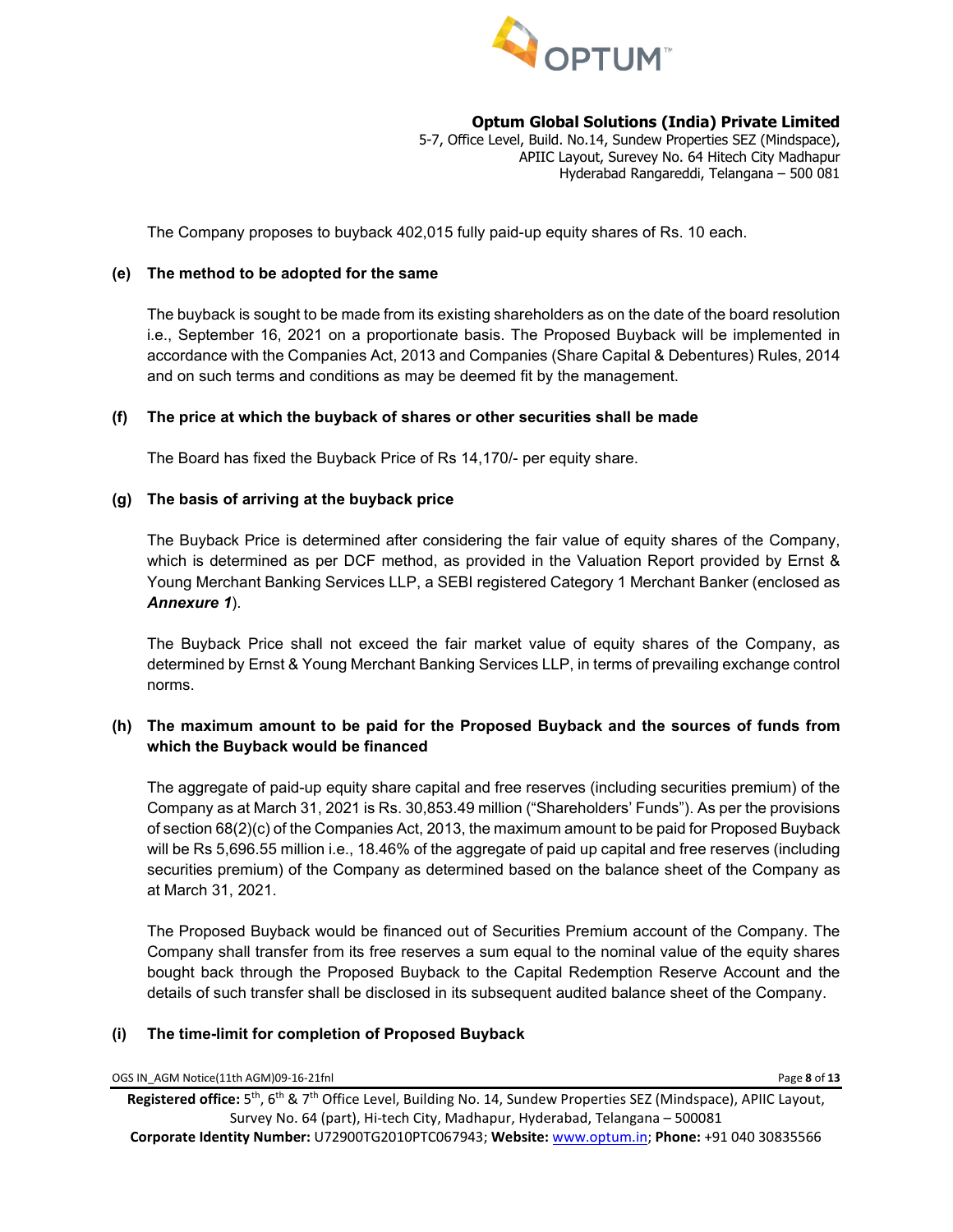The Company proposes to buyback 402,015 fully paid-up equity shares of Rs. 10 each.

**(e) The method to be adopted for the same**

The buyback is sought to be made from its existing shareholders as on the date of the board resolution i.e., September 16, 2021 on a proportionate basis. The Proposed Buyback will be implemented in accordance with the Companies Act, 2013 and Companies (Share Capital & Debentures) Rules, 2014 and on such terms and conditions as may be deemed fit by the management.

**(f) The price at which the buyback of shares or other securities shall be made**

The Board has fixed the Buyback Price of Rs 14,170/- per equity share.

**(g) The basis of arriving at the buyback price**

The Buyback Price is determined after considering the fair value of equity shares of the Company, which is determined as per DCF method, as provided in the Valuation Report provided by Ernst & Young Merchant Banking Services LLP, a SEBI registered Category 1 Merchant Banker (enclosed as ***Annexure 1***).

The Buyback Price shall not exceed the fair market value of equity shares of the Company, as determined by Ernst & Young Merchant Banking Services LLP, in terms of prevailing exchange control norms.

**(h) The maximum amount to be paid for the Proposed Buyback and the sources of funds from which the Buyback would be financed**

The aggregate of paid-up equity share capital and free reserves (including securities premium) of the Company as at March 31, 2021 is Rs. 30,853.49 million ("Shareholders' Funds"). As per the provisions of section 68(2)(c) of the Companies Act, 2013, the maximum amount to be paid for Proposed Buyback will be Rs 5,696.55 million i.e., 18.46% of the aggregate of paid up capital and free reserves (including securities premium) of the Company as determined based on the balance sheet of the Company as at March 31, 2021.

The Proposed Buyback would be financed out of Securities Premium account of the Company. The Company shall transfer from its free reserves a sum equal to the nominal value of the equity shares bought back through the Proposed Buyback to the Capital Redemption Reserve Account and the details of such transfer shall be disclosed in its subsequent audited balance sheet of the Company.

**(i) The time-limit for completion of Proposed Buyback**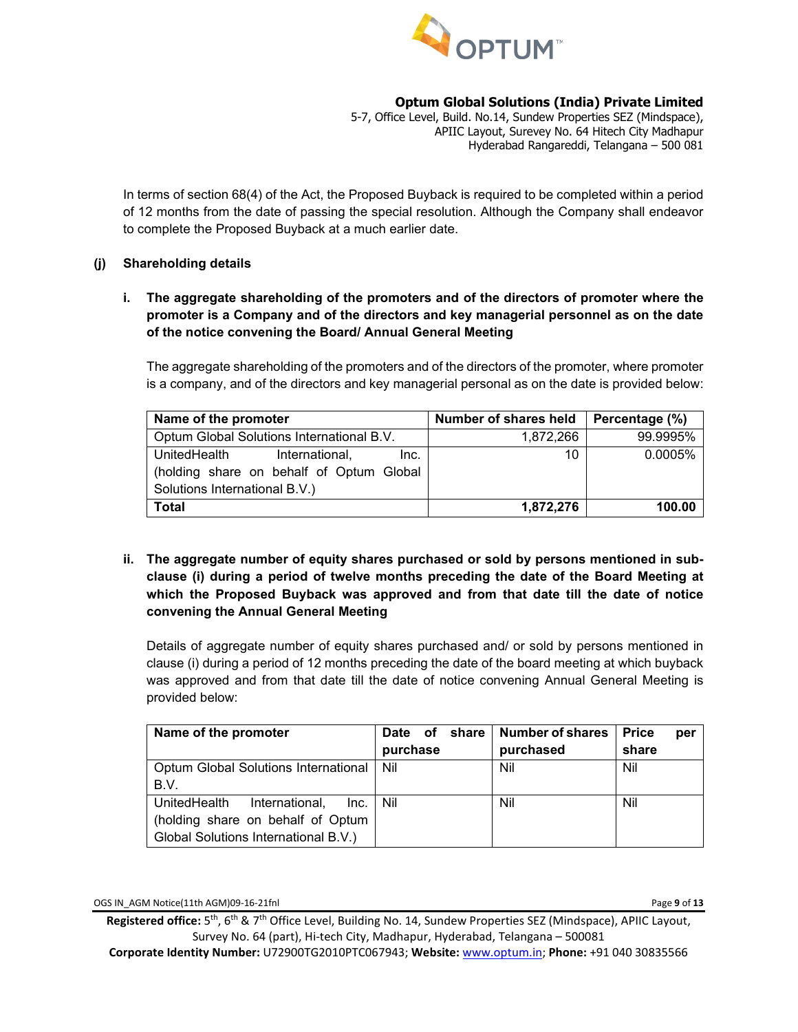In terms of section 68(4) of the Act, the Proposed Buyback is required to be completed within a period of 12 months from the date of passing the special resolution. Although the Company shall endeavor to complete the Proposed Buyback at a much earlier date.

**(j) Shareholding details**

**i. The aggregate shareholding of the promoters and of the directors of promoter where the promoter is a Company and of the directors and key managerial personnel as on the date of the notice convening the Board/ Annual General Meeting**

The aggregate shareholding of the promoters and of the directors of the promoter, where promoter is a company, and of the directors and key managerial personal as on the date is provided below:

| Name of the promoter | Number of shares held | Percentage (%) |
|---|---|---|
| Optum Global Solutions International B.V. | 1,872,266 | 99.9995% |
| UnitedHealth International, Inc. (holding share on behalf of Optum Global Solutions International B.V.) | 10 | 0.0005% |
| **Total** | **1,872,276** | **100.00** |

**ii. The aggregate number of equity shares purchased or sold by persons mentioned in sub-clause (i) during a period of twelve months preceding the date of the Board Meeting at which the Proposed Buyback was approved and from that date till the date of notice convening the Annual General Meeting**

Details of aggregate number of equity shares purchased and/ or sold by persons mentioned in clause (i) during a period of 12 months preceding the date of the board meeting at which buyback was approved and from that date till the date of notice convening Annual General Meeting is provided below:

| Name of the promoter | Date of share purchase | Number of shares purchased | Price per share |
|---|---|---|---|
| Optum Global Solutions International B.V. | Nil | Nil | Nil |
| UnitedHealth International, Inc. (holding share on behalf of Optum Global Solutions International B.V.) | Nil | Nil | Nil |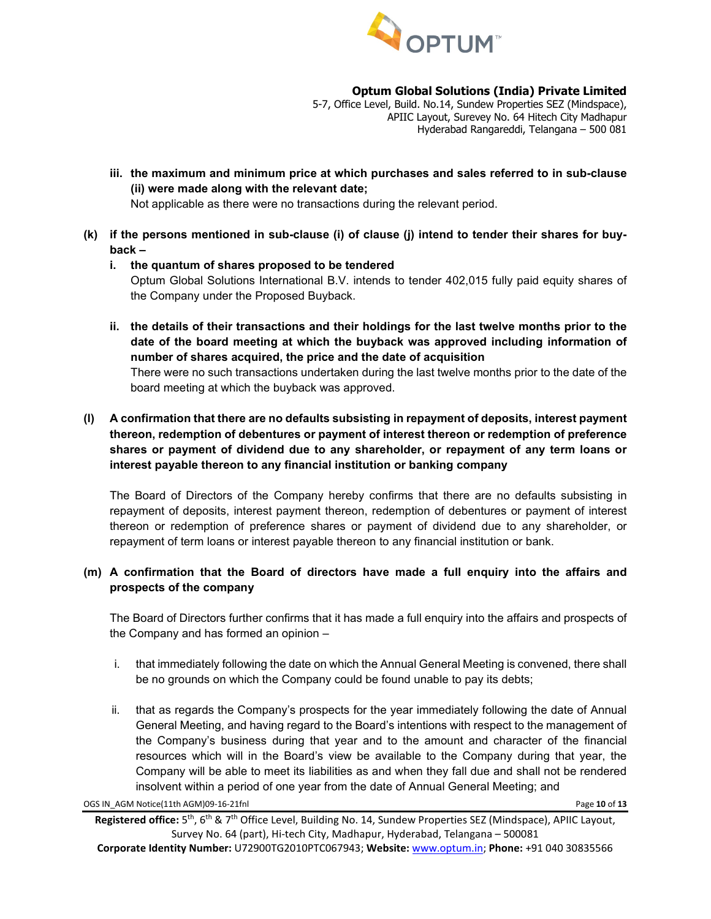iii. **the maximum and minimum price at which purchases and sales referred to in sub-clause (ii) were made along with the relevant date;**
    Not applicable as there were no transactions during the relevant period.

**(k) if the persons mentioned in sub-clause (i) of clause (j) intend to tender their shares for buy-back –**

  i. **the quantum of shares proposed to be tendered**
     Optum Global Solutions International B.V. intends to tender 402,015 fully paid equity shares of the Company under the Proposed Buyback.

  ii. **the details of their transactions and their holdings for the last twelve months prior to the date of the board meeting at which the buyback was approved including information of number of shares acquired, the price and the date of acquisition**
     There were no such transactions undertaken during the last twelve months prior to the date of the board meeting at which the buyback was approved.

**(l) A confirmation that there are no defaults subsisting in repayment of deposits, interest payment thereon, redemption of debentures or payment of interest thereon or redemption of preference shares or payment of dividend due to any shareholder, or repayment of any term loans or interest payable thereon to any financial institution or banking company**

The Board of Directors of the Company hereby confirms that there are no defaults subsisting in repayment of deposits, interest payment thereon, redemption of debentures or payment of interest thereon or redemption of preference shares or payment of dividend due to any shareholder, or repayment of term loans or interest payable thereon to any financial institution or bank.

**(m) A confirmation that the Board of directors have made a full enquiry into the affairs and prospects of the company**

The Board of Directors further confirms that it has made a full enquiry into the affairs and prospects of the Company and has formed an opinion –

  i. that immediately following the date on which the Annual General Meeting is convened, there shall be no grounds on which the Company could be found unable to pay its debts;

  ii. that as regards the Company's prospects for the year immediately following the date of Annual General Meeting, and having regard to the Board's intentions with respect to the management of the Company's business during that year and to the amount and character of the financial resources which will in the Board's view be available to the Company during that year, the Company will be able to meet its liabilities as and when they fall due and shall not be rendered insolvent within a period of one year from the date of Annual General Meeting; and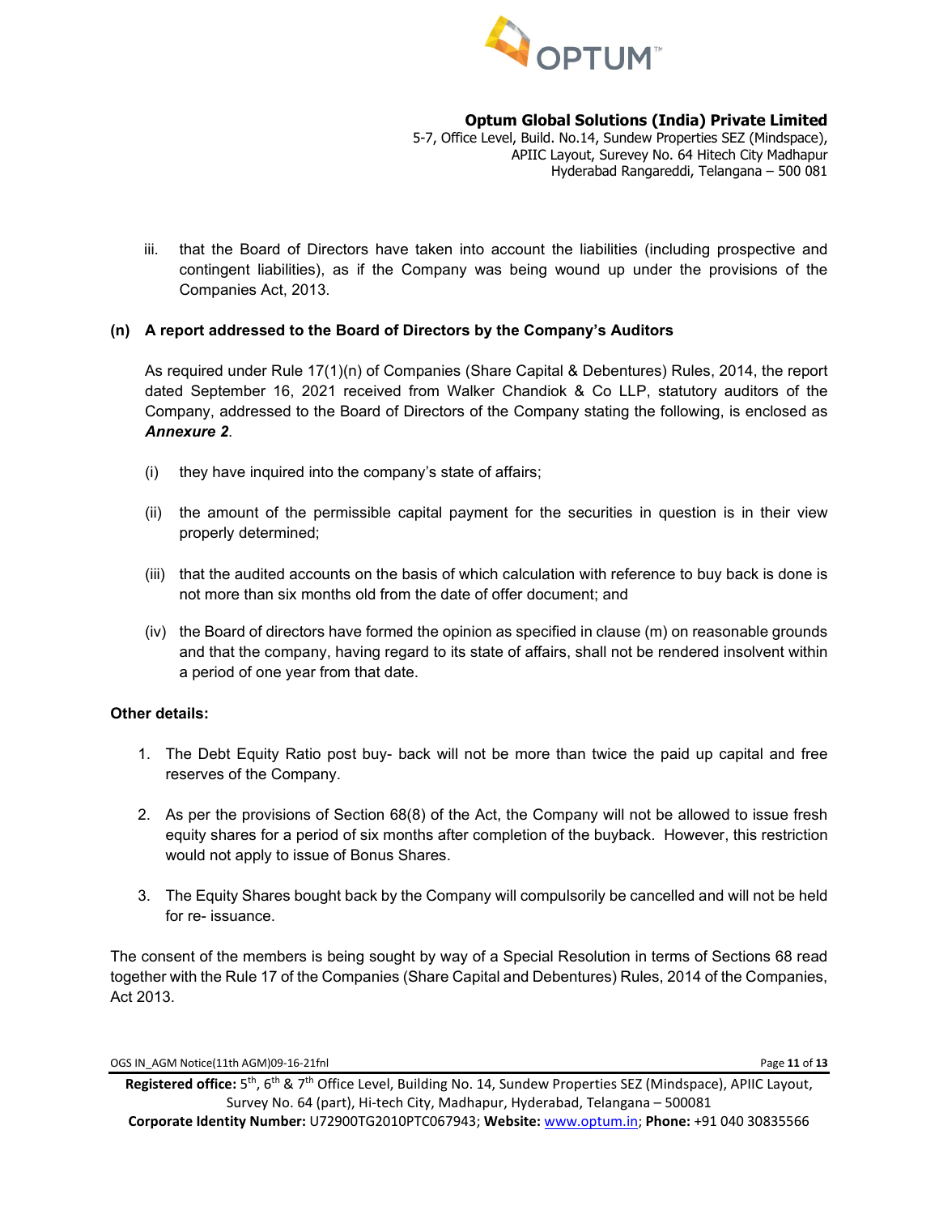iii. that the Board of Directors have taken into account the liabilities (including prospective and contingent liabilities), as if the Company was being wound up under the provisions of the Companies Act, 2013.

**(n) A report addressed to the Board of Directors by the Company's Auditors**

As required under Rule 17(1)(n) of Companies (Share Capital & Debentures) Rules, 2014, the report dated September 16, 2021 received from Walker Chandiok & Co LLP, statutory auditors of the Company, addressed to the Board of Directors of the Company stating the following, is enclosed as ***Annexure 2***.

(i) they have inquired into the company's state of affairs;

(ii) the amount of the permissible capital payment for the securities in question is in their view properly determined;

(iii) that the audited accounts on the basis of which calculation with reference to buy back is done is not more than six months old from the date of offer document; and

(iv) the Board of directors have formed the opinion as specified in clause (m) on reasonable grounds and that the company, having regard to its state of affairs, shall not be rendered insolvent within a period of one year from that date.

**Other details:**

1. The Debt Equity Ratio post buy- back will not be more than twice the paid up capital and free reserves of the Company.

2. As per the provisions of Section 68(8) of the Act, the Company will not be allowed to issue fresh equity shares for a period of six months after completion of the buyback. However, this restriction would not apply to issue of Bonus Shares.

3. The Equity Shares bought back by the Company will compulsorily be cancelled and will not be held for re- issuance.

The consent of the members is being sought by way of a Special Resolution in terms of Sections 68 read together with the Rule 17 of the Companies (Share Capital and Debentures) Rules, 2014 of the Companies, Act 2013.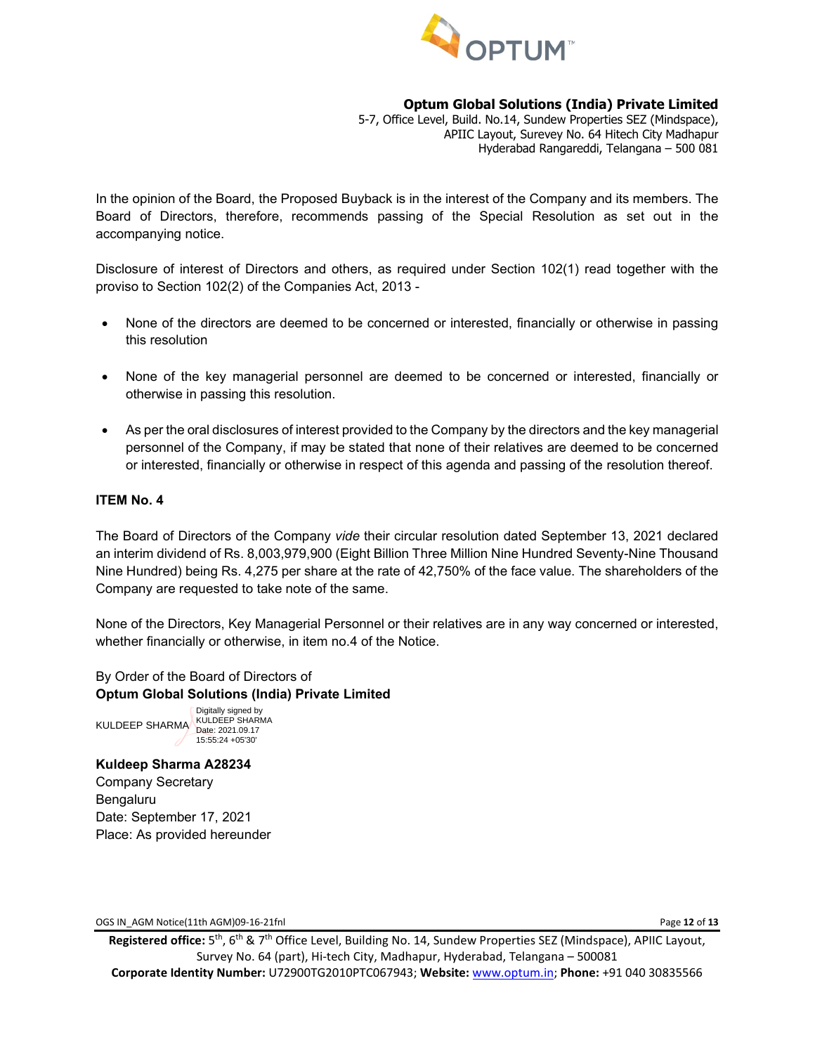**Optum Global Solutions (India) Private Limited**
5-7, Office Level, Build. No.14, Sundew Properties SEZ (Mindspace),
APIIC Layout, Surevey No. 64 Hitech City Madhapur
Hyderabad Rangareddi, Telangana – 500 081

In the opinion of the Board, the Proposed Buyback is in the interest of the Company and its members. The Board of Directors, therefore, recommends passing of the Special Resolution as set out in the accompanying notice.

Disclosure of interest of Directors and others, as required under Section 102(1) read together with the proviso to Section 102(2) of the Companies Act, 2013 -

- None of the directors are deemed to be concerned or interested, financially or otherwise in passing this resolution
- None of the key managerial personnel are deemed to be concerned or interested, financially or otherwise in passing this resolution.
- As per the oral disclosures of interest provided to the Company by the directors and the key managerial personnel of the Company, if may be stated that none of their relatives are deemed to be concerned or interested, financially or otherwise in respect of this agenda and passing of the resolution thereof.

**ITEM No. 4**

The Board of Directors of the Company *vide* their circular resolution dated September 13, 2021 declared an interim dividend of Rs. 8,003,979,900 (Eight Billion Three Million Nine Hundred Seventy-Nine Thousand Nine Hundred) being Rs. 4,275 per share at the rate of 42,750% of the face value. The shareholders of the Company are requested to take note of the same.

None of the Directors, Key Managerial Personnel or their relatives are in any way concerned or interested, whether financially or otherwise, in item no.4 of the Notice.

By Order of the Board of Directors of
**Optum Global Solutions (India) Private Limited**

KULDEEP SHARMA Digitally signed by KULDEEP SHARMA Date: 2021.09.17 15:55:24 +05'30'

**Kuldeep Sharma A28234**
Company Secretary
Bengaluru
Date: September 17, 2021
Place: As provided hereunder

**Registered office:** 5th, 6th & 7th Office Level, Building No. 14, Sundew Properties SEZ (Mindspace), APIIC Layout, Survey No. 64 (part), Hi-tech City, Madhapur, Hyderabad, Telangana – 500081
**Corporate Identity Number:** U72900TG2010PTC067943; **Website:** www.optum.in; **Phone:** +91 040 30835566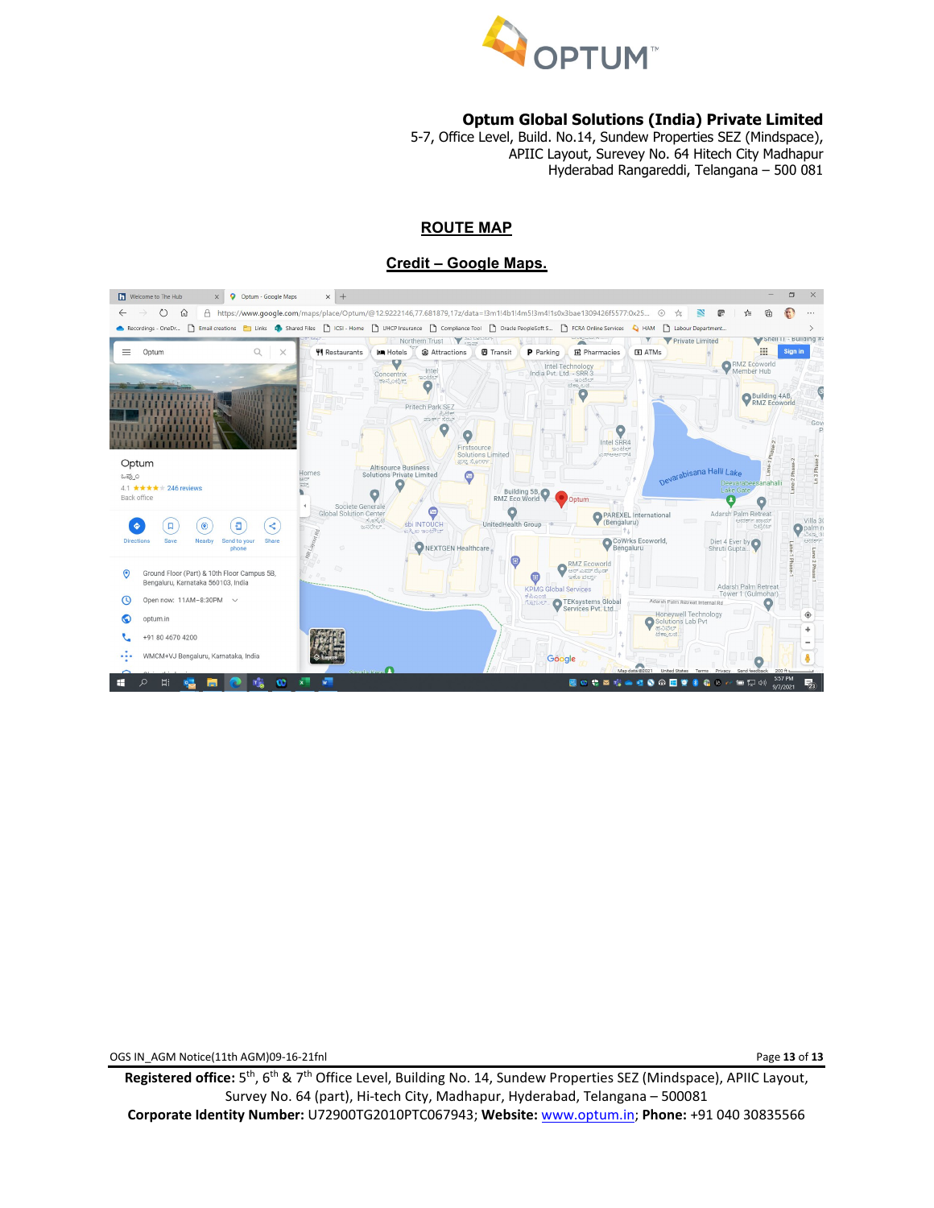**Optum Global Solutions (India) Private Limited**
5-7, Office Level, Build. No.14, Sundew Properties SEZ (Mindspace),
APIIC Layout, Surevey No. 64 Hitech City Madhapur
Hyderabad Rangareddi, Telangana – 500 081

## ROUTE MAP

### Credit – Google Maps.

**Registered office:** 5th, 6th & 7th Office Level, Building No. 14, Sundew Properties SEZ (Mindspace), APIIC Layout, Survey No. 64 (part), Hi-tech City, Madhapur, Hyderabad, Telangana – 500081
**Corporate Identity Number:** U72900TG2010PTC067943; **Website:** www.optum.in; **Phone:** +91 040 30835566